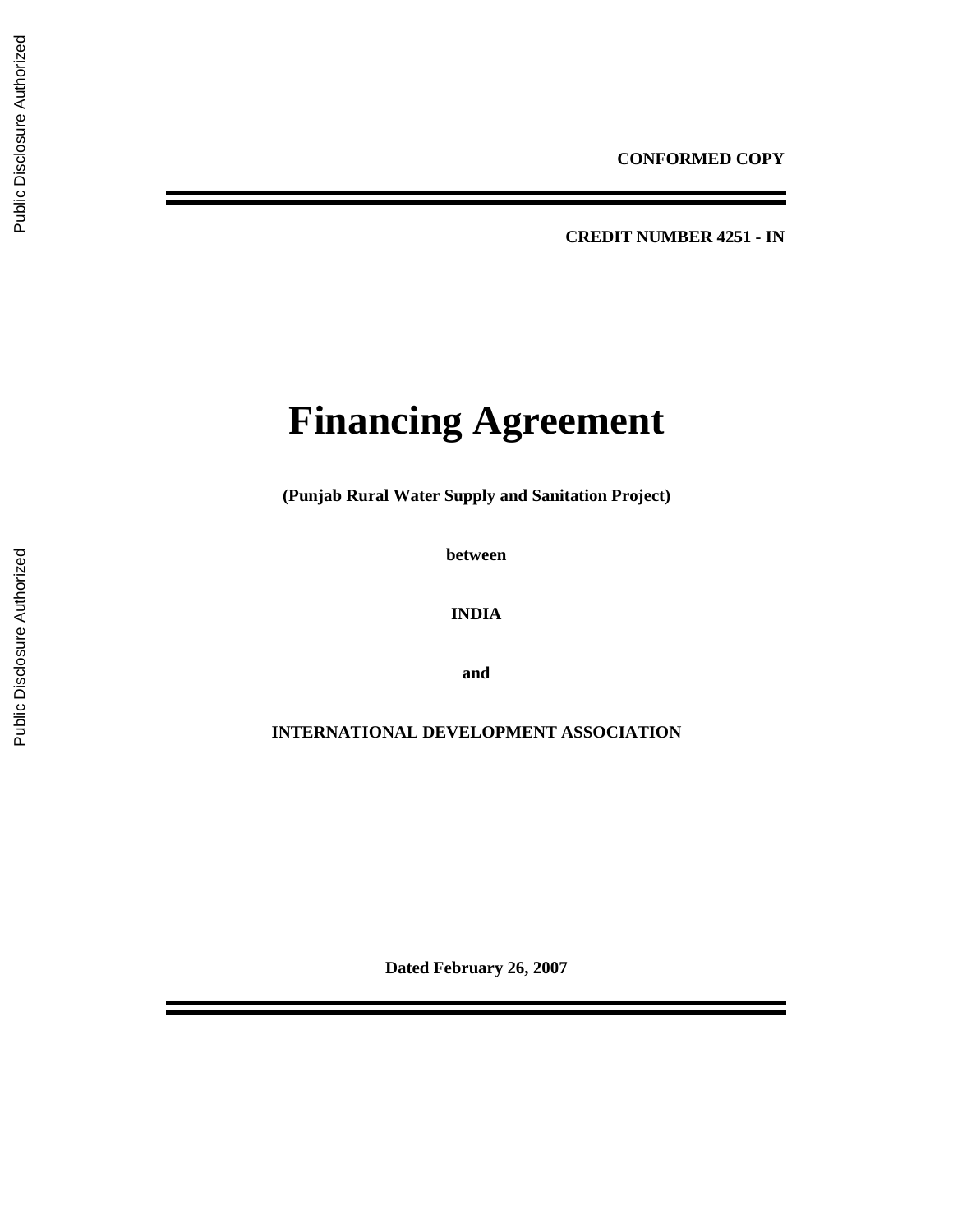**CONFORMED COPY**

---

**CREDIT NUMBER 4251 - IN**

# Financing Agreement

**(Punjab Rural Water Supply and Sanitation Project)**

**between**

**INDIA**

**and**

**INTERNATIONAL DEVELOPMENT ASSOCIATION**

**Dated February 26, 2007**

---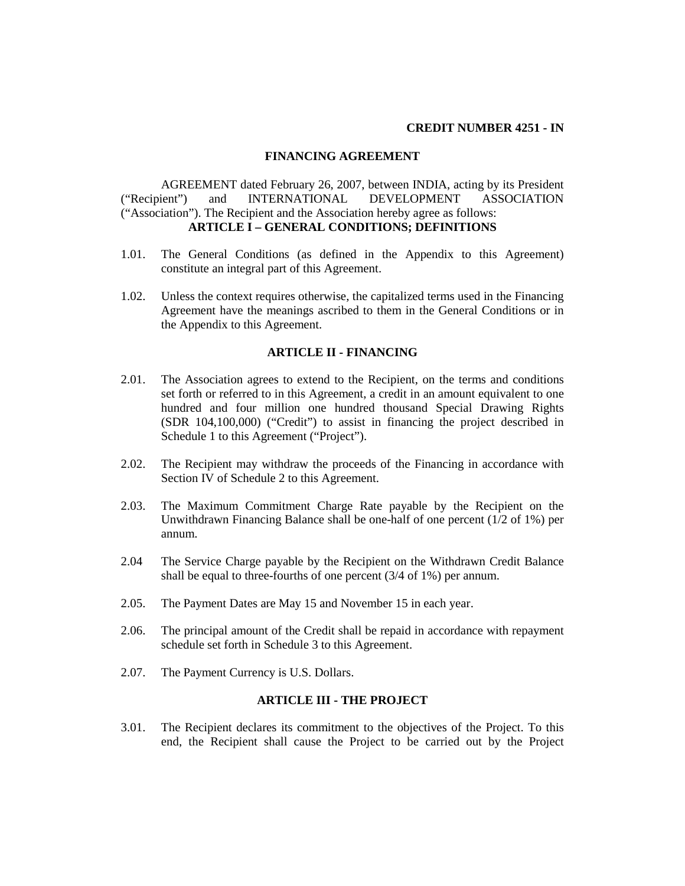**CREDIT NUMBER 4251 - IN**

## FINANCING AGREEMENT

AGREEMENT dated February 26, 2007, between INDIA, acting by its President ("Recipient") and INTERNATIONAL DEVELOPMENT ASSOCIATION ("Association"). The Recipient and the Association hereby agree as follows:

### ARTICLE I – GENERAL CONDITIONS; DEFINITIONS

1.01. The General Conditions (as defined in the Appendix to this Agreement) constitute an integral part of this Agreement.

1.02. Unless the context requires otherwise, the capitalized terms used in the Financing Agreement have the meanings ascribed to them in the General Conditions or in the Appendix to this Agreement.

### ARTICLE II - FINANCING

2.01. The Association agrees to extend to the Recipient, on the terms and conditions set forth or referred to in this Agreement, a credit in an amount equivalent to one hundred and four million one hundred thousand Special Drawing Rights (SDR 104,100,000) ("Credit") to assist in financing the project described in Schedule 1 to this Agreement ("Project").

2.02. The Recipient may withdraw the proceeds of the Financing in accordance with Section IV of Schedule 2 to this Agreement.

2.03. The Maximum Commitment Charge Rate payable by the Recipient on the Unwithdrawn Financing Balance shall be one-half of one percent (1/2 of 1%) per annum.

2.04 The Service Charge payable by the Recipient on the Withdrawn Credit Balance shall be equal to three-fourths of one percent (3/4 of 1%) per annum.

2.05. The Payment Dates are May 15 and November 15 in each year.

2.06. The principal amount of the Credit shall be repaid in accordance with repayment schedule set forth in Schedule 3 to this Agreement.

2.07. The Payment Currency is U.S. Dollars.

### ARTICLE III - THE PROJECT

3.01. The Recipient declares its commitment to the objectives of the Project. To this end, the Recipient shall cause the Project to be carried out by the Project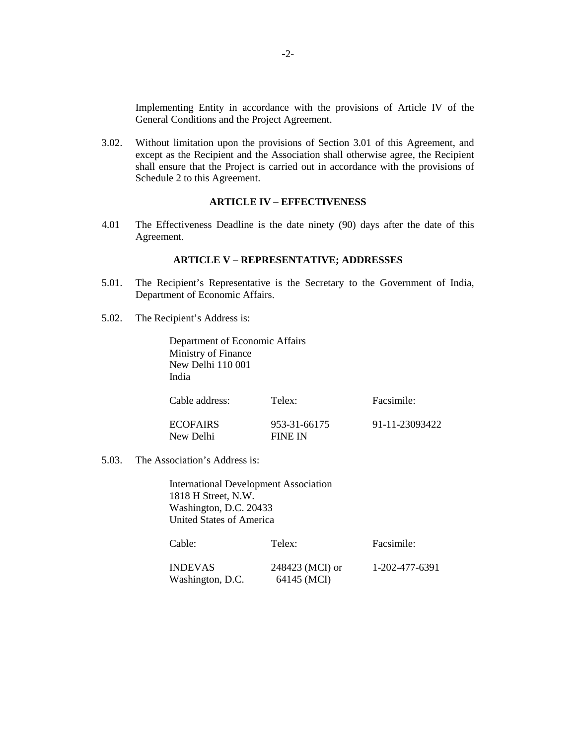Implementing Entity in accordance with the provisions of Article IV of the General Conditions and the Project Agreement.

3.02. Without limitation upon the provisions of Section 3.01 of this Agreement, and except as the Recipient and the Association shall otherwise agree, the Recipient shall ensure that the Project is carried out in accordance with the provisions of Schedule 2 to this Agreement.

### ARTICLE IV – EFFECTIVENESS

4.01 The Effectiveness Deadline is the date ninety (90) days after the date of this Agreement.

### ARTICLE V – REPRESENTATIVE; ADDRESSES

5.01. The Recipient's Representative is the Secretary to the Government of India, Department of Economic Affairs.

5.02. The Recipient's Address is:

Department of Economic Affairs
Ministry of Finance
New Delhi 110 001
India

| Cable address: | Telex: | Facsimile: |
|---|---|---|
| ECOFAIRS New Delhi | 953-31-66175 FINE IN | 91-11-23093422 |

5.03. The Association's Address is:

International Development Association
1818 H Street, N.W.
Washington, D.C. 20433
United States of America

| Cable: | Telex: | Facsimile: |
|---|---|---|
| INDEVAS Washington, D.C. | 248423 (MCI) or 64145 (MCI) | 1-202-477-6391 |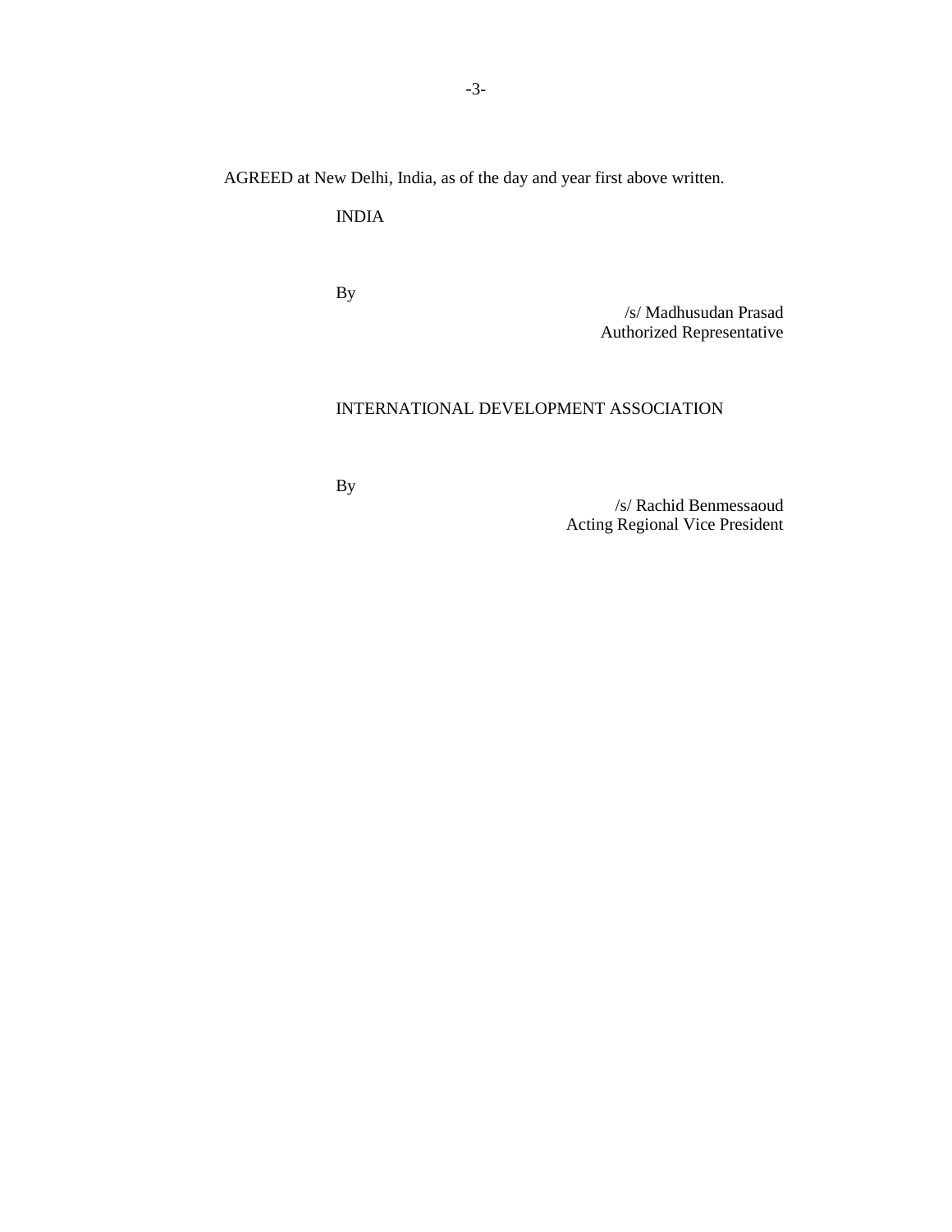AGREED at New Delhi, India, as of the day and year first above written.

INDIA

By

/s/ Madhusudan Prasad
Authorized Representative

INTERNATIONAL DEVELOPMENT ASSOCIATION

By

/s/ Rachid Benmessaoud
Acting Regional Vice President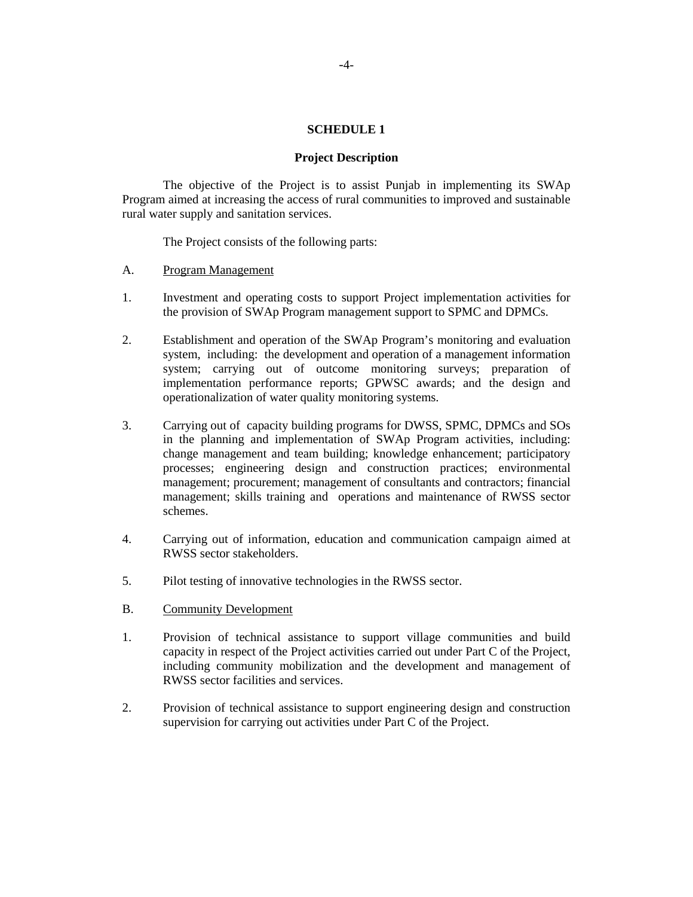## SCHEDULE 1

### Project Description

The objective of the Project is to assist Punjab in implementing its SWAp Program aimed at increasing the access of rural communities to improved and sustainable rural water supply and sanitation services.

The Project consists of the following parts:

A. Program Management

1. Investment and operating costs to support Project implementation activities for the provision of SWAp Program management support to SPMC and DPMCs.

2. Establishment and operation of the SWAp Program's monitoring and evaluation system, including: the development and operation of a management information system; carrying out of outcome monitoring surveys; preparation of implementation performance reports; GPWSC awards; and the design and operationalization of water quality monitoring systems.

3. Carrying out of capacity building programs for DWSS, SPMC, DPMCs and SOs in the planning and implementation of SWAp Program activities, including: change management and team building; knowledge enhancement; participatory processes; engineering design and construction practices; environmental management; procurement; management of consultants and contractors; financial management; skills training and operations and maintenance of RWSS sector schemes.

4. Carrying out of information, education and communication campaign aimed at RWSS sector stakeholders.

5. Pilot testing of innovative technologies in the RWSS sector.

B. Community Development

1. Provision of technical assistance to support village communities and build capacity in respect of the Project activities carried out under Part C of the Project, including community mobilization and the development and management of RWSS sector facilities and services.

2. Provision of technical assistance to support engineering design and construction supervision for carrying out activities under Part C of the Project.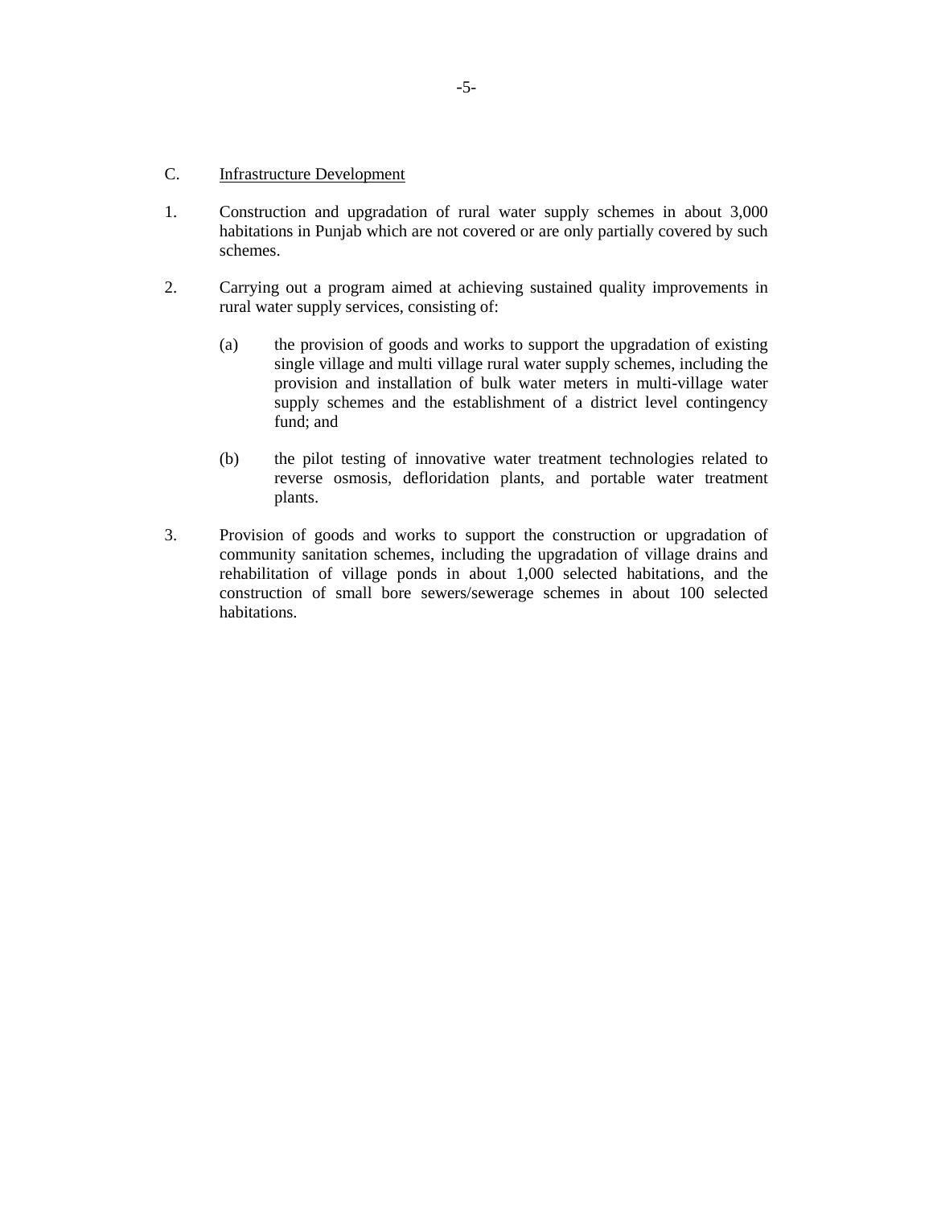C. <u>Infrastructure Development</u>

1. Construction and upgradation of rural water supply schemes in about 3,000 habitations in Punjab which are not covered or are only partially covered by such schemes.

2. Carrying out a program aimed at achieving sustained quality improvements in rural water supply services, consisting of:

   (a) the provision of goods and works to support the upgradation of existing single village and multi village rural water supply schemes, including the provision and installation of bulk water meters in multi-village water supply schemes and the establishment of a district level contingency fund; and

   (b) the pilot testing of innovative water treatment technologies related to reverse osmosis, defloridation plants, and portable water treatment plants.

3. Provision of goods and works to support the construction or upgradation of community sanitation schemes, including the upgradation of village drains and rehabilitation of village ponds in about 1,000 selected habitations, and the construction of small bore sewers/sewerage schemes in about 100 selected habitations.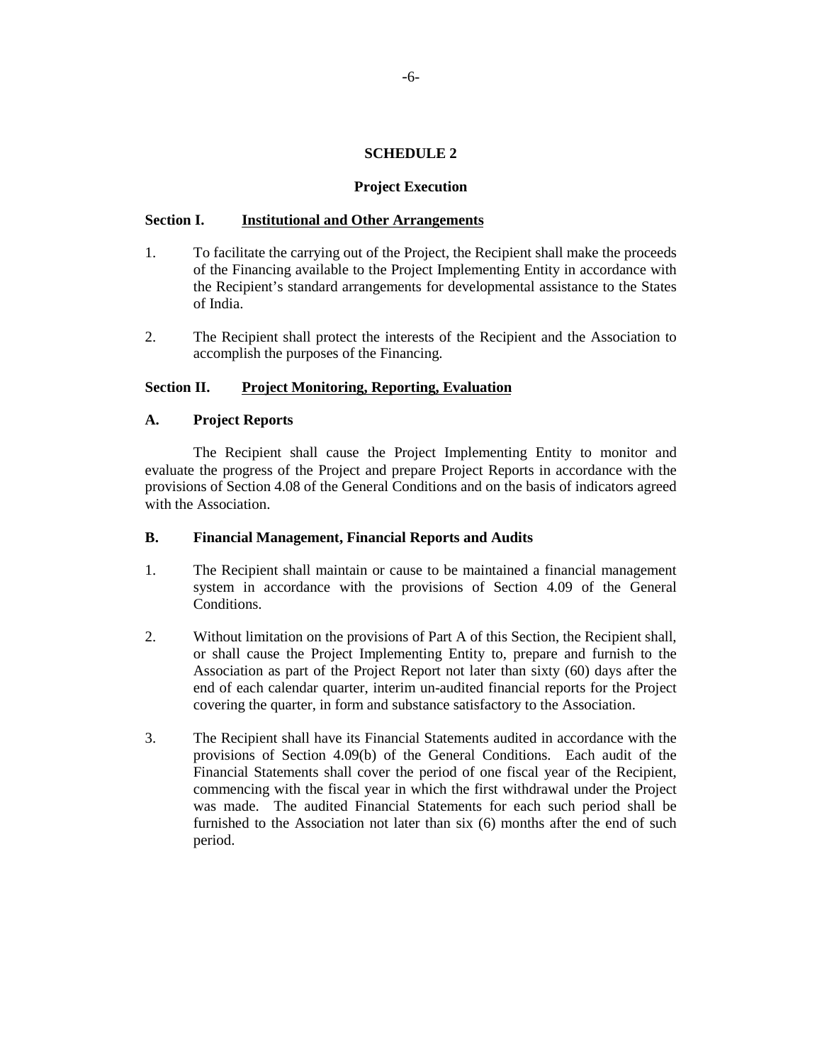## SCHEDULE 2

### Project Execution

**Section I. Institutional and Other Arrangements**

1. To facilitate the carrying out of the Project, the Recipient shall make the proceeds of the Financing available to the Project Implementing Entity in accordance with the Recipient's standard arrangements for developmental assistance to the States of India.

2. The Recipient shall protect the interests of the Recipient and the Association to accomplish the purposes of the Financing.

**Section II. Project Monitoring, Reporting, Evaluation**

**A. Project Reports**

The Recipient shall cause the Project Implementing Entity to monitor and evaluate the progress of the Project and prepare Project Reports in accordance with the provisions of Section 4.08 of the General Conditions and on the basis of indicators agreed with the Association.

**B. Financial Management, Financial Reports and Audits**

1. The Recipient shall maintain or cause to be maintained a financial management system in accordance with the provisions of Section 4.09 of the General Conditions.

2. Without limitation on the provisions of Part A of this Section, the Recipient shall, or shall cause the Project Implementing Entity to, prepare and furnish to the Association as part of the Project Report not later than sixty (60) days after the end of each calendar quarter, interim un-audited financial reports for the Project covering the quarter, in form and substance satisfactory to the Association.

3. The Recipient shall have its Financial Statements audited in accordance with the provisions of Section 4.09(b) of the General Conditions. Each audit of the Financial Statements shall cover the period of one fiscal year of the Recipient, commencing with the fiscal year in which the first withdrawal under the Project was made. The audited Financial Statements for each such period shall be furnished to the Association not later than six (6) months after the end of such period.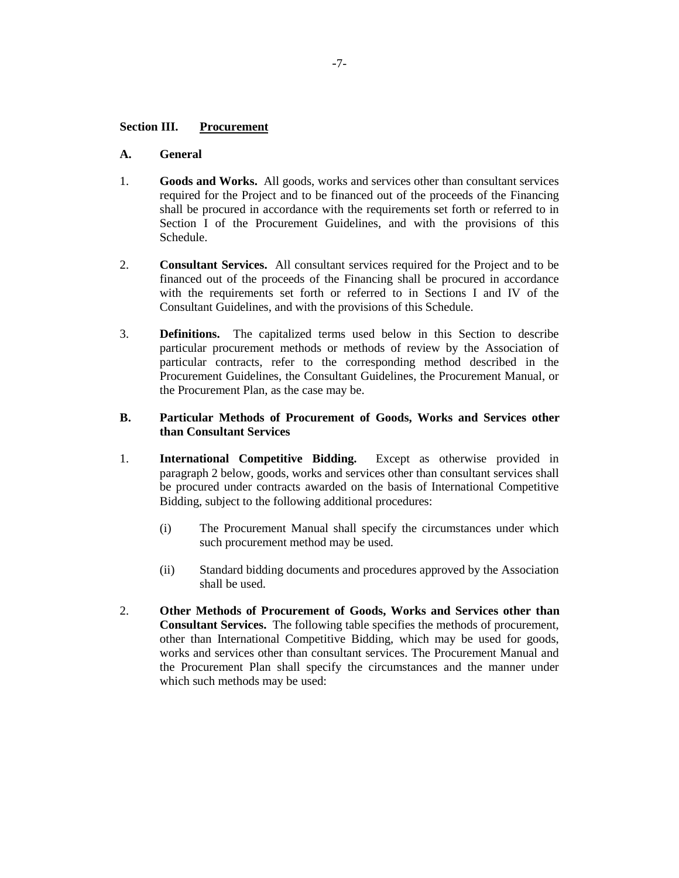## Section III. Procurement

### A. General

1. **Goods and Works.** All goods, works and services other than consultant services required for the Project and to be financed out of the proceeds of the Financing shall be procured in accordance with the requirements set forth or referred to in Section I of the Procurement Guidelines, and with the provisions of this Schedule.

2. **Consultant Services.** All consultant services required for the Project and to be financed out of the proceeds of the Financing shall be procured in accordance with the requirements set forth or referred to in Sections I and IV of the Consultant Guidelines, and with the provisions of this Schedule.

3. **Definitions.** The capitalized terms used below in this Section to describe particular procurement methods or methods of review by the Association of particular contracts, refer to the corresponding method described in the Procurement Guidelines, the Consultant Guidelines, the Procurement Manual, or the Procurement Plan, as the case may be.

### B. Particular Methods of Procurement of Goods, Works and Services other than Consultant Services

1. **International Competitive Bidding.** Except as otherwise provided in paragraph 2 below, goods, works and services other than consultant services shall be procured under contracts awarded on the basis of International Competitive Bidding, subject to the following additional procedures:

   (i) The Procurement Manual shall specify the circumstances under which such procurement method may be used.

   (ii) Standard bidding documents and procedures approved by the Association shall be used.

2. **Other Methods of Procurement of Goods, Works and Services other than Consultant Services.** The following table specifies the methods of procurement, other than International Competitive Bidding, which may be used for goods, works and services other than consultant services. The Procurement Manual and the Procurement Plan shall specify the circumstances and the manner under which such methods may be used: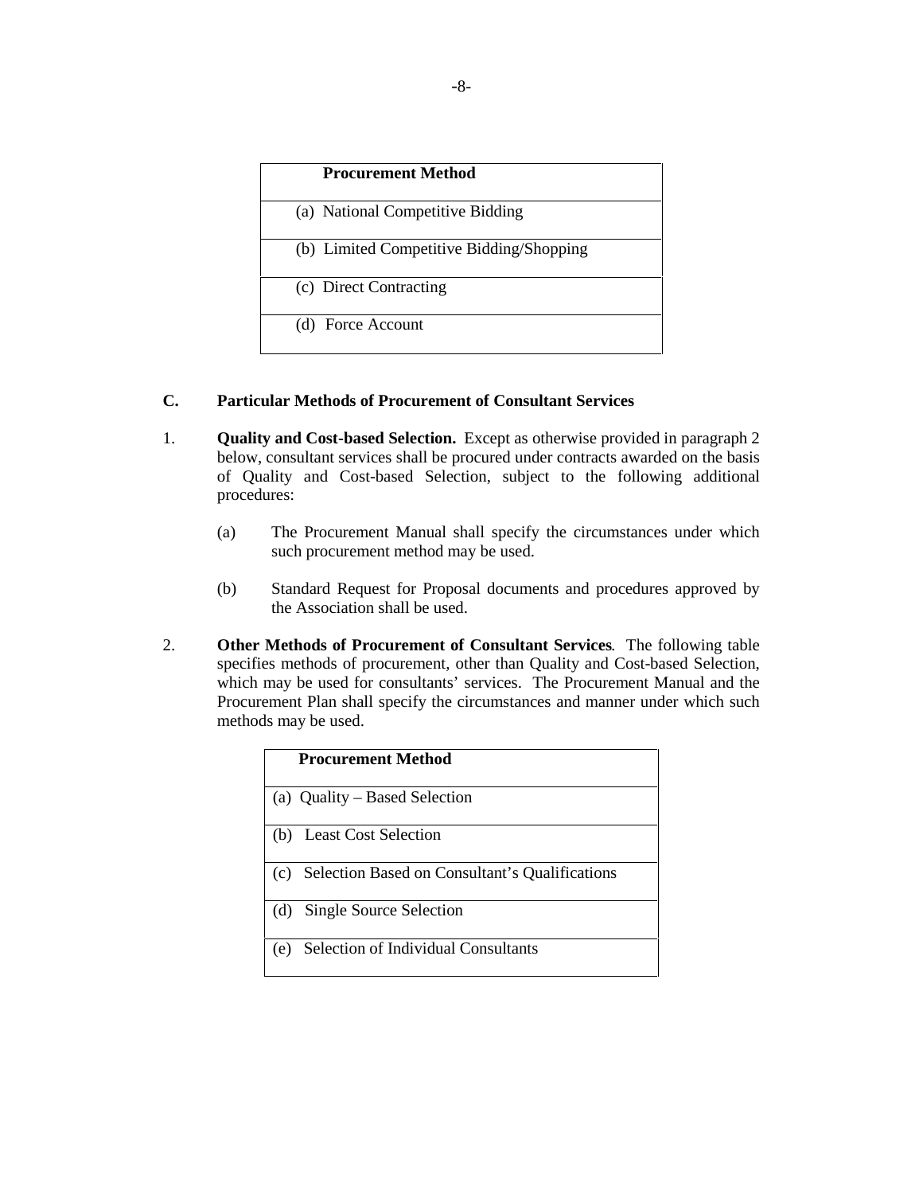| Procurement Method |
| --- |
| (a) National Competitive Bidding |
| (b) Limited Competitive Bidding/Shopping |
| (c) Direct Contracting |
| (d) Force Account |

### C. Particular Methods of Procurement of Consultant Services

1. **Quality and Cost-based Selection.** Except as otherwise provided in paragraph 2 below, consultant services shall be procured under contracts awarded on the basis of Quality and Cost-based Selection, subject to the following additional procedures:

   (a) The Procurement Manual shall specify the circumstances under which such procurement method may be used.

   (b) Standard Request for Proposal documents and procedures approved by the Association shall be used.

2. **Other Methods of Procurement of Consultant Services**. The following table specifies methods of procurement, other than Quality and Cost-based Selection, which may be used for consultants' services. The Procurement Manual and the Procurement Plan shall specify the circumstances and manner under which such methods may be used.

| Procurement Method |
| --- |
| (a) Quality – Based Selection |
| (b) Least Cost Selection |
| (c) Selection Based on Consultant's Qualifications |
| (d) Single Source Selection |
| (e) Selection of Individual Consultants |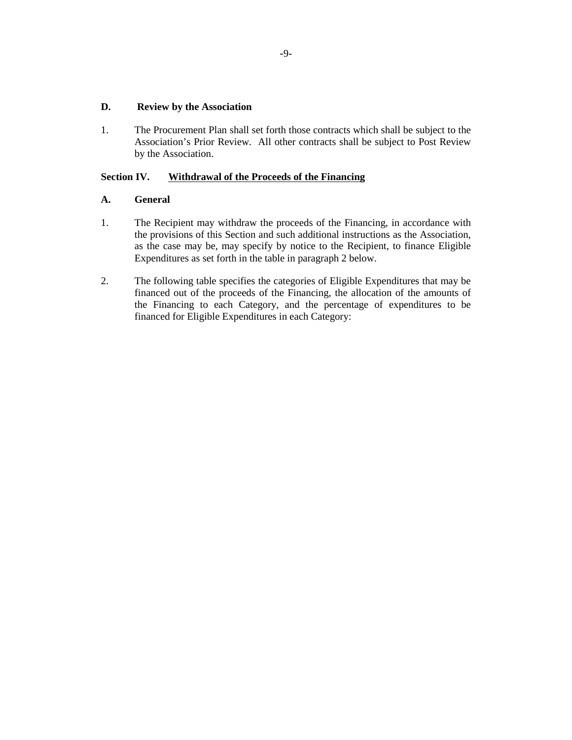### D. Review by the Association

1. The Procurement Plan shall set forth those contracts which shall be subject to the Association's Prior Review. All other contracts shall be subject to Post Review by the Association.

## Section IV. <u>Withdrawal of the Proceeds of the Financing</u>

### A. General

1. The Recipient may withdraw the proceeds of the Financing, in accordance with the provisions of this Section and such additional instructions as the Association, as the case may be, may specify by notice to the Recipient, to finance Eligible Expenditures as set forth in the table in paragraph 2 below.

2. The following table specifies the categories of Eligible Expenditures that may be financed out of the proceeds of the Financing, the allocation of the amounts of the Financing to each Category, and the percentage of expenditures to be financed for Eligible Expenditures in each Category: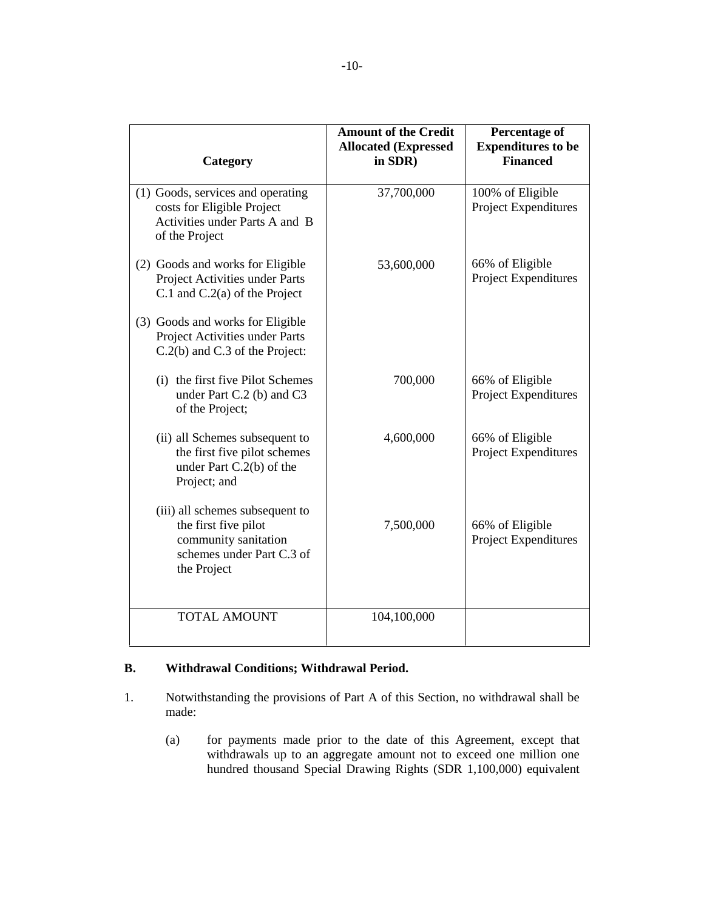| Category | Amount of the Credit Allocated (Expressed in SDR) | Percentage of Expenditures to be Financed |
|---|---|---|
| (1) Goods, services and operating costs for Eligible Project Activities under Parts A and B of the Project | 37,700,000 | 100% of Eligible Project Expenditures |
| (2) Goods and works for Eligible Project Activities under Parts C.1 and C.2(a) of the Project | 53,600,000 | 66% of Eligible Project Expenditures |
| (3) Goods and works for Eligible Project Activities under Parts C.2(b) and C.3 of the Project: | | |
| (i) the first five Pilot Schemes under Part C.2 (b) and C3 of the Project; | 700,000 | 66% of Eligible Project Expenditures |
| (ii) all Schemes subsequent to the first five pilot schemes under Part C.2(b) of the Project; and | 4,600,000 | 66% of Eligible Project Expenditures |
| (iii) all schemes subsequent to the first five pilot community sanitation schemes under Part C.3 of the Project | 7,500,000 | 66% of Eligible Project Expenditures |
| TOTAL AMOUNT | 104,100,000 | |

**B. Withdrawal Conditions; Withdrawal Period.**

1. Notwithstanding the provisions of Part A of this Section, no withdrawal shall be made:

   (a) for payments made prior to the date of this Agreement, except that withdrawals up to an aggregate amount not to exceed one million one hundred thousand Special Drawing Rights (SDR 1,100,000) equivalent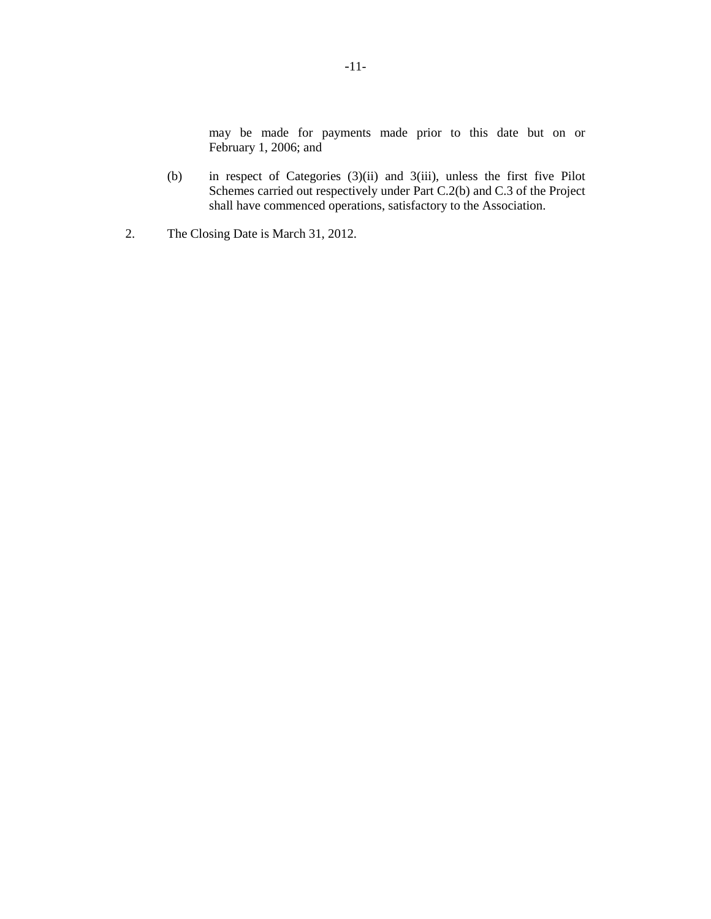may be made for payments made prior to this date but on or February 1, 2006; and

(b) in respect of Categories (3)(ii) and 3(iii), unless the first five Pilot Schemes carried out respectively under Part C.2(b) and C.3 of the Project shall have commenced operations, satisfactory to the Association.

2. The Closing Date is March 31, 2012.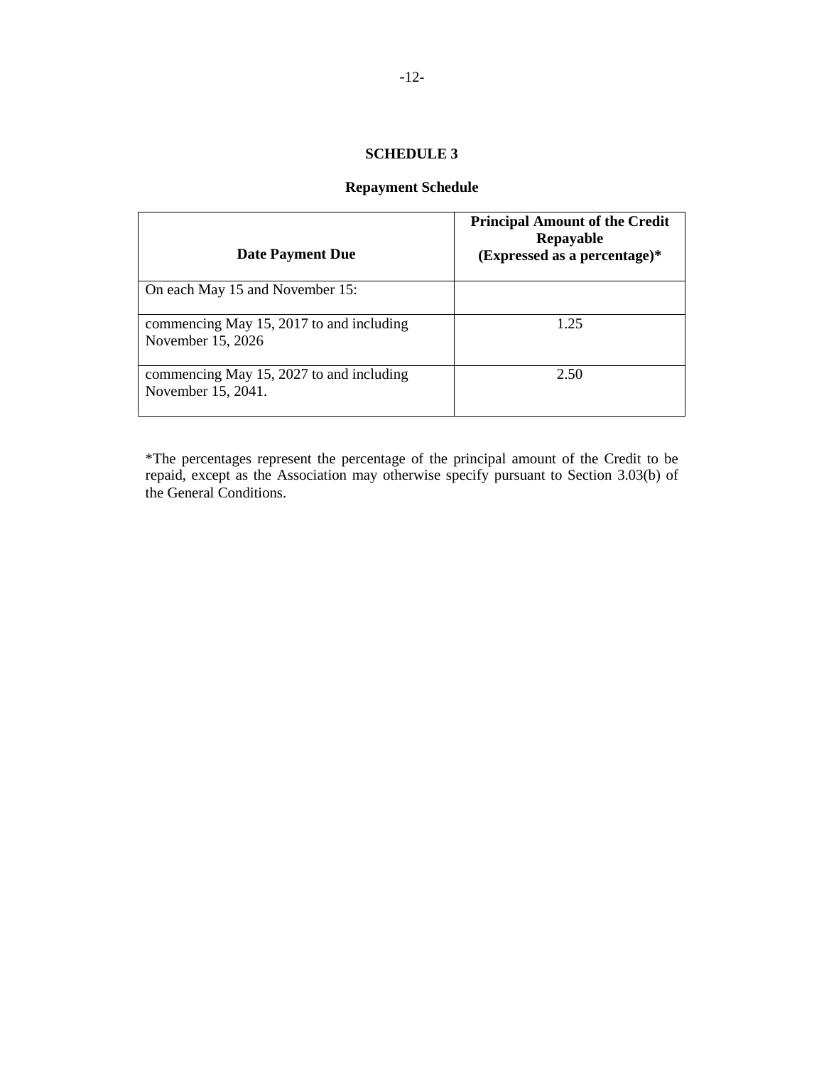## SCHEDULE 3

### Repayment Schedule

| Date Payment Due | Principal Amount of the Credit Repayable (Expressed as a percentage)* |
|---|---|
| On each May 15 and November 15: | |
| commencing May 15, 2017 to and including November 15, 2026 | 1.25 |
| commencing May 15, 2027 to and including November 15, 2041. | 2.50 |

*The percentages represent the percentage of the principal amount of the Credit to be repaid, except as the Association may otherwise specify pursuant to Section 3.03(b) of the General Conditions.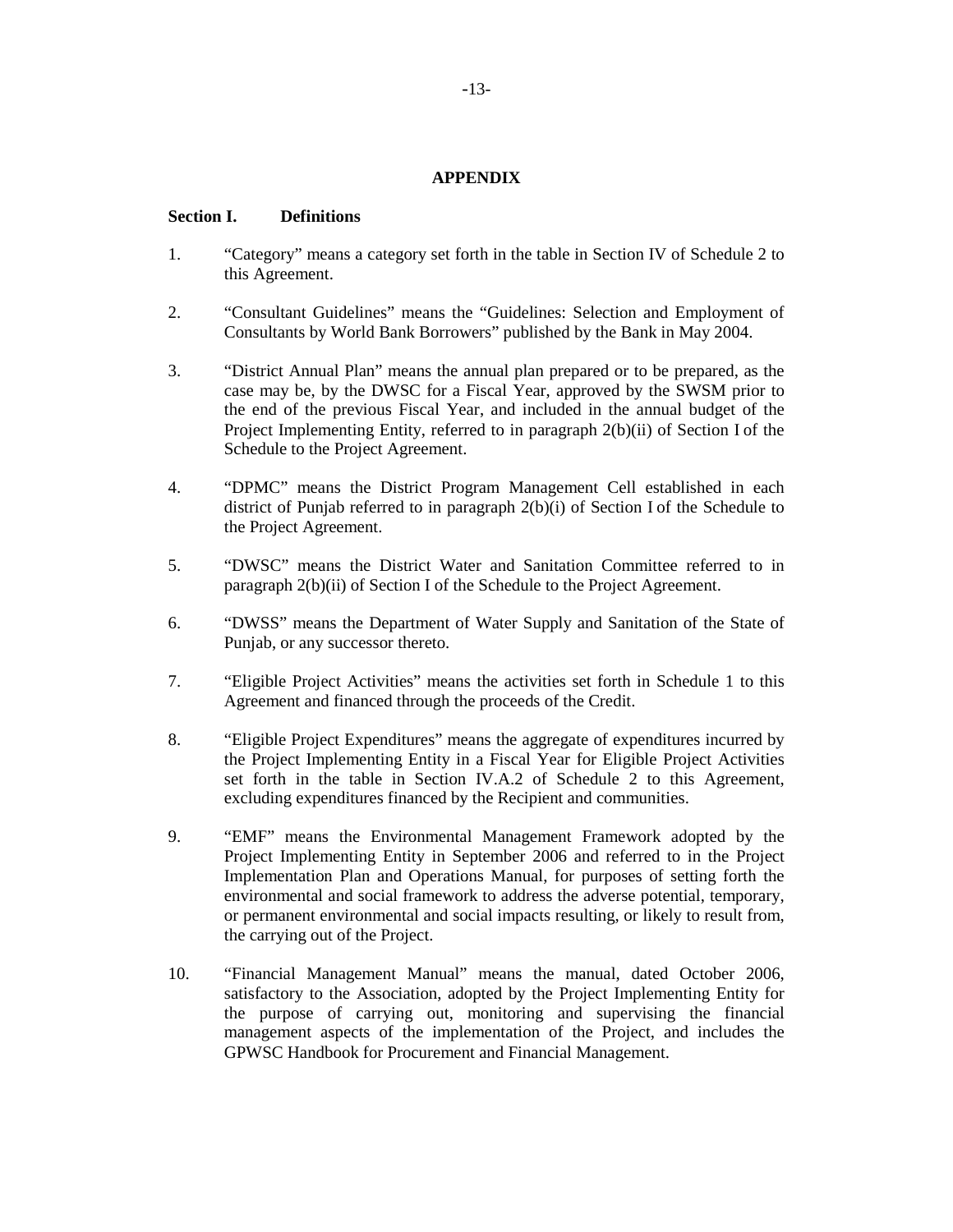## APPENDIX

### Section I. Definitions

1. "Category" means a category set forth in the table in Section IV of Schedule 2 to this Agreement.

2. "Consultant Guidelines" means the "Guidelines: Selection and Employment of Consultants by World Bank Borrowers" published by the Bank in May 2004.

3. "District Annual Plan" means the annual plan prepared or to be prepared, as the case may be, by the DWSC for a Fiscal Year, approved by the SWSM prior to the end of the previous Fiscal Year, and included in the annual budget of the Project Implementing Entity, referred to in paragraph 2(b)(ii) of Section I of the Schedule to the Project Agreement.

4. "DPMC" means the District Program Management Cell established in each district of Punjab referred to in paragraph 2(b)(i) of Section I of the Schedule to the Project Agreement.

5. "DWSC" means the District Water and Sanitation Committee referred to in paragraph 2(b)(ii) of Section I of the Schedule to the Project Agreement.

6. "DWSS" means the Department of Water Supply and Sanitation of the State of Punjab, or any successor thereto.

7. "Eligible Project Activities" means the activities set forth in Schedule 1 to this Agreement and financed through the proceeds of the Credit.

8. "Eligible Project Expenditures" means the aggregate of expenditures incurred by the Project Implementing Entity in a Fiscal Year for Eligible Project Activities set forth in the table in Section IV.A.2 of Schedule 2 to this Agreement, excluding expenditures financed by the Recipient and communities.

9. "EMF" means the Environmental Management Framework adopted by the Project Implementing Entity in September 2006 and referred to in the Project Implementation Plan and Operations Manual, for purposes of setting forth the environmental and social framework to address the adverse potential, temporary, or permanent environmental and social impacts resulting, or likely to result from, the carrying out of the Project.

10. "Financial Management Manual" means the manual, dated October 2006, satisfactory to the Association, adopted by the Project Implementing Entity for the purpose of carrying out, monitoring and supervising the financial management aspects of the implementation of the Project, and includes the GPWSC Handbook for Procurement and Financial Management.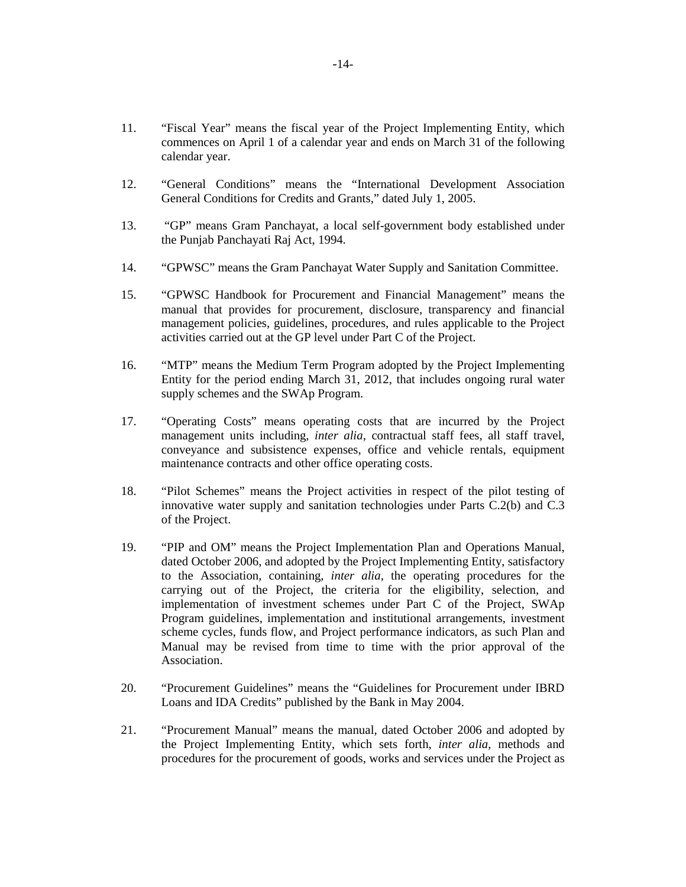11. "Fiscal Year" means the fiscal year of the Project Implementing Entity, which commences on April 1 of a calendar year and ends on March 31 of the following calendar year.

12. "General Conditions" means the "International Development Association General Conditions for Credits and Grants," dated July 1, 2005.

13. "GP" means Gram Panchayat, a local self-government body established under the Punjab Panchayati Raj Act, 1994.

14. "GPWSC" means the Gram Panchayat Water Supply and Sanitation Committee.

15. "GPWSC Handbook for Procurement and Financial Management" means the manual that provides for procurement, disclosure, transparency and financial management policies, guidelines, procedures, and rules applicable to the Project activities carried out at the GP level under Part C of the Project.

16. "MTP" means the Medium Term Program adopted by the Project Implementing Entity for the period ending March 31, 2012, that includes ongoing rural water supply schemes and the SWAp Program.

17. "Operating Costs" means operating costs that are incurred by the Project management units including, *inter alia*, contractual staff fees, all staff travel, conveyance and subsistence expenses, office and vehicle rentals, equipment maintenance contracts and other office operating costs.

18. "Pilot Schemes" means the Project activities in respect of the pilot testing of innovative water supply and sanitation technologies under Parts C.2(b) and C.3 of the Project.

19. "PIP and OM" means the Project Implementation Plan and Operations Manual, dated October 2006, and adopted by the Project Implementing Entity, satisfactory to the Association, containing, *inter alia*, the operating procedures for the carrying out of the Project, the criteria for the eligibility, selection, and implementation of investment schemes under Part C of the Project, SWAp Program guidelines, implementation and institutional arrangements, investment scheme cycles, funds flow, and Project performance indicators, as such Plan and Manual may be revised from time to time with the prior approval of the Association.

20. "Procurement Guidelines" means the "Guidelines for Procurement under IBRD Loans and IDA Credits" published by the Bank in May 2004.

21. "Procurement Manual" means the manual, dated October 2006 and adopted by the Project Implementing Entity, which sets forth, *inter alia*, methods and procedures for the procurement of goods, works and services under the Project as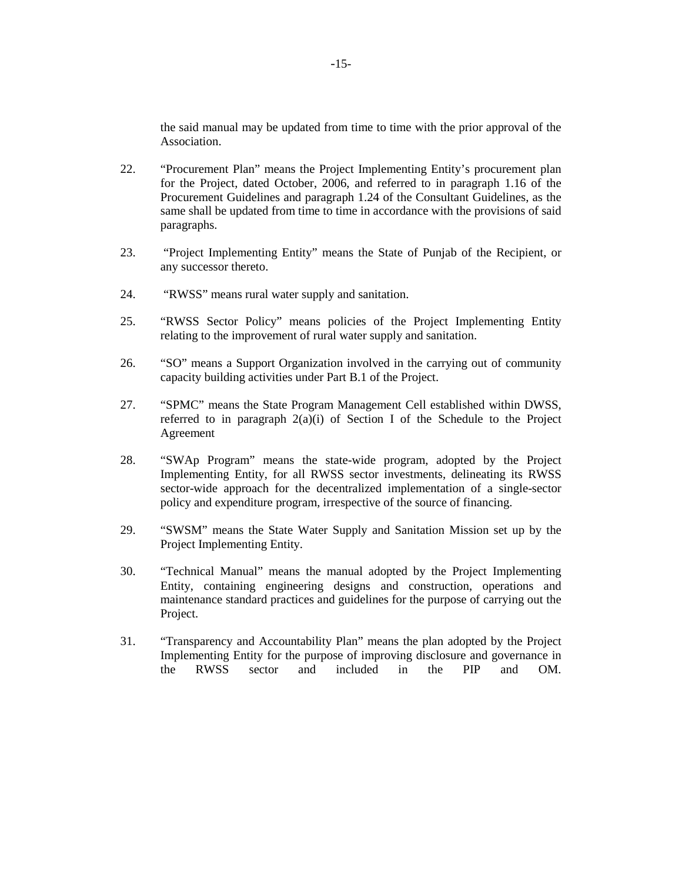the said manual may be updated from time to time with the prior approval of the Association.

22. "Procurement Plan" means the Project Implementing Entity's procurement plan for the Project, dated October, 2006, and referred to in paragraph 1.16 of the Procurement Guidelines and paragraph 1.24 of the Consultant Guidelines, as the same shall be updated from time to time in accordance with the provisions of said paragraphs.

23. "Project Implementing Entity" means the State of Punjab of the Recipient, or any successor thereto.

24. "RWSS" means rural water supply and sanitation.

25. "RWSS Sector Policy" means policies of the Project Implementing Entity relating to the improvement of rural water supply and sanitation.

26. "SO" means a Support Organization involved in the carrying out of community capacity building activities under Part B.1 of the Project.

27. "SPMC" means the State Program Management Cell established within DWSS, referred to in paragraph 2(a)(i) of Section I of the Schedule to the Project Agreement

28. "SWAp Program" means the state-wide program, adopted by the Project Implementing Entity, for all RWSS sector investments, delineating its RWSS sector-wide approach for the decentralized implementation of a single-sector policy and expenditure program, irrespective of the source of financing.

29. "SWSM" means the State Water Supply and Sanitation Mission set up by the Project Implementing Entity.

30. "Technical Manual" means the manual adopted by the Project Implementing Entity, containing engineering designs and construction, operations and maintenance standard practices and guidelines for the purpose of carrying out the Project.

31. "Transparency and Accountability Plan" means the plan adopted by the Project Implementing Entity for the purpose of improving disclosure and governance in the RWSS sector and included in the PIP and OM.